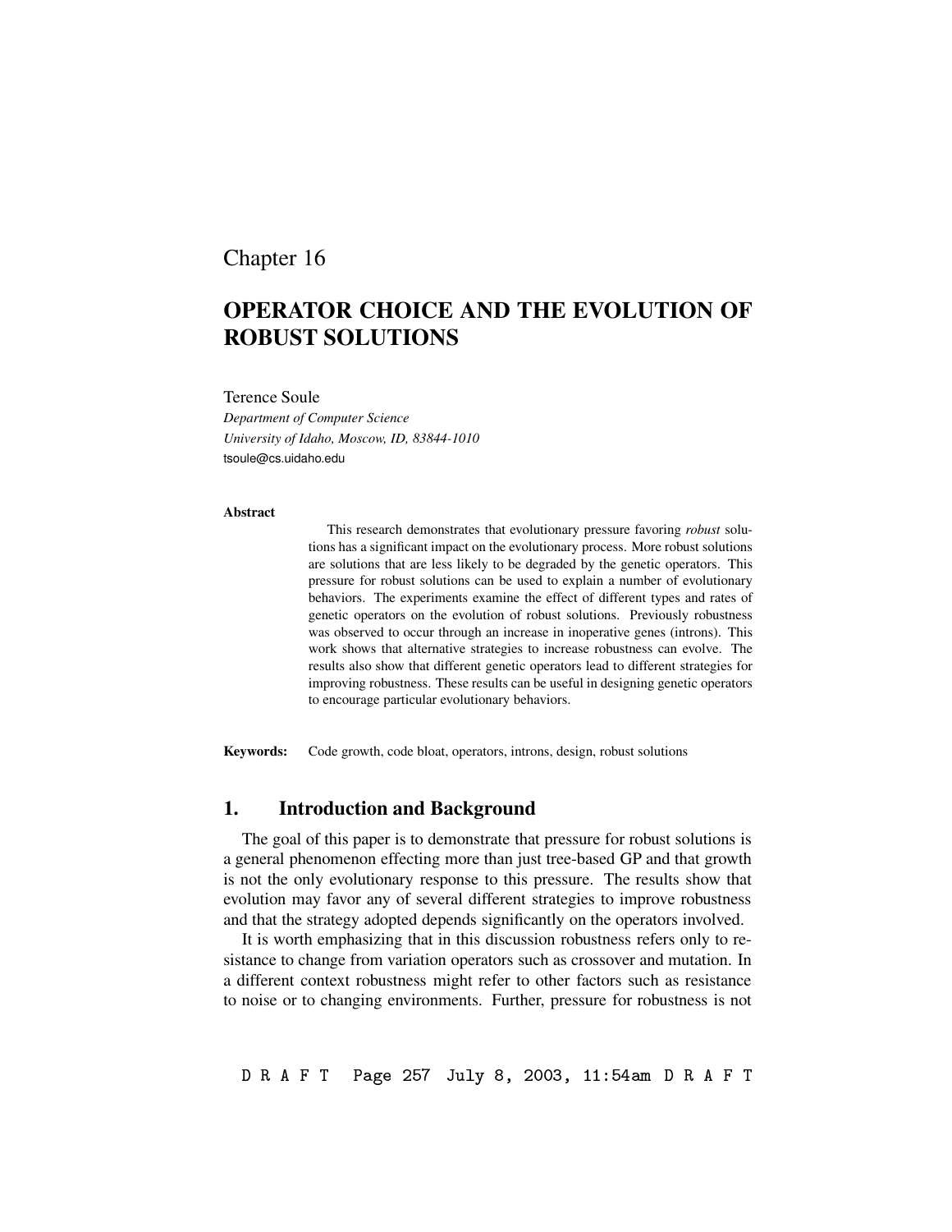Chapter 16

# OPERATOR CHOICE AND THE EVOLUTION OF ROBUST SOLUTIONS

Terence Soule

*Department of Computer Science*
*University of Idaho, Moscow, ID, 83844-1010*
tsoule@cs.uidaho.edu

**Abstract**

This research demonstrates that evolutionary pressure favoring *robust* solutions has a significant impact on the evolutionary process. More robust solutions are solutions that are less likely to be degraded by the genetic operators. This pressure for robust solutions can be used to explain a number of evolutionary behaviors. The experiments examine the effect of different types and rates of genetic operators on the evolution of robust solutions. Previously robustness was observed to occur through an increase in inoperative genes (introns). This work shows that alternative strategies to increase robustness can evolve. The results also show that different genetic operators lead to different strategies for improving robustness. These results can be useful in designing genetic operators to encourage particular evolutionary behaviors.

**Keywords:** Code growth, code bloat, operators, introns, design, robust solutions

## 1. Introduction and Background

The goal of this paper is to demonstrate that pressure for robust solutions is a general phenomenon effecting more than just tree-based GP and that growth is not the only evolutionary response to this pressure. The results show that evolution may favor any of several different strategies to improve robustness and that the strategy adopted depends significantly on the operators involved.

It is worth emphasizing that in this discussion robustness refers only to resistance to change from variation operators such as crossover and mutation. In a different context robustness might refer to other factors such as resistance to noise or to changing environments. Further, pressure for robustness is not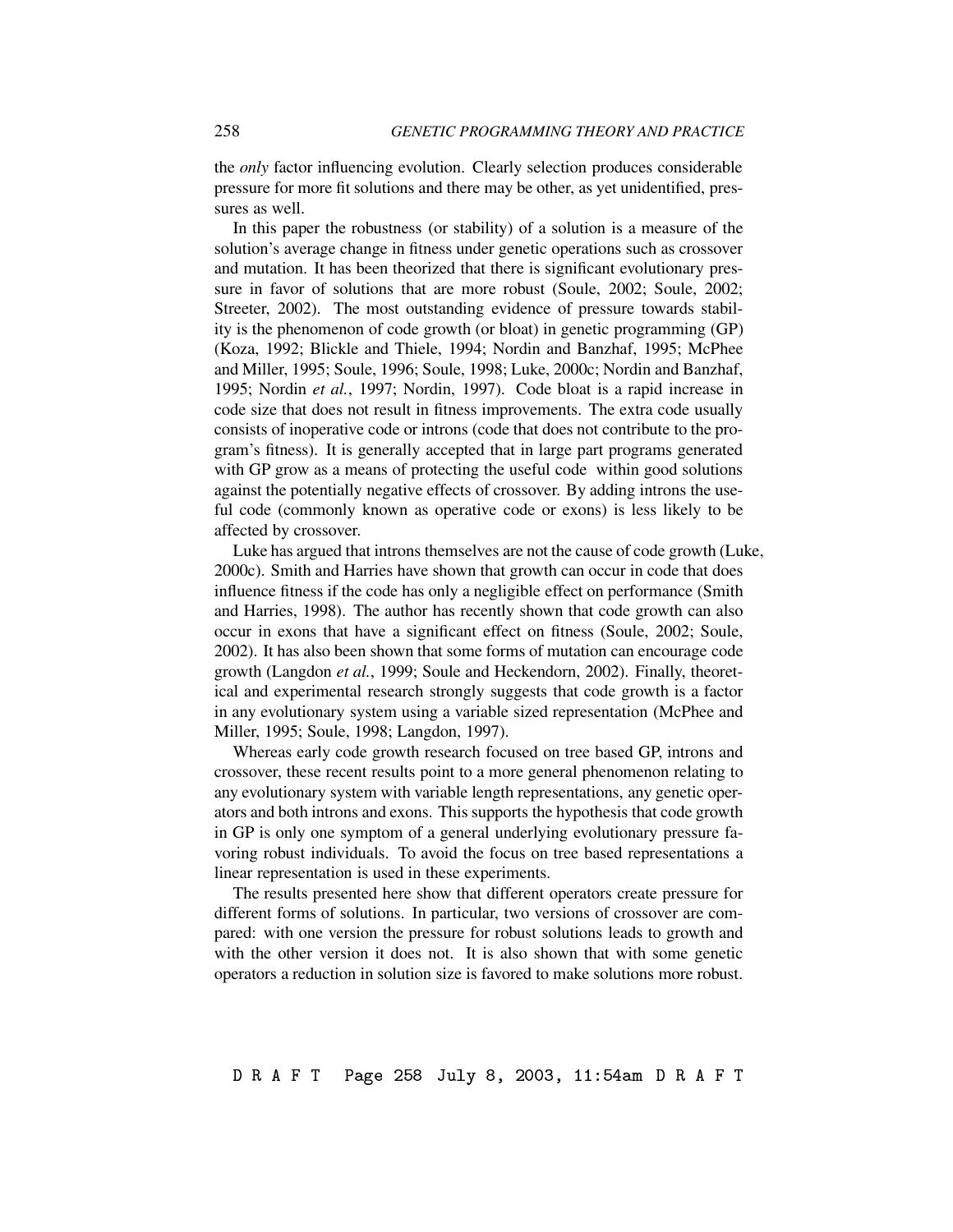the *only* factor influencing evolution. Clearly selection produces considerable pressure for more fit solutions and there may be other, as yet unidentified, pressures as well.

In this paper the robustness (or stability) of a solution is a measure of the solution's average change in fitness under genetic operations such as crossover and mutation. It has been theorized that there is significant evolutionary pressure in favor of solutions that are more robust (Soule, 2002; Soule, 2002; Streeter, 2002). The most outstanding evidence of pressure towards stability is the phenomenon of code growth (or bloat) in genetic programming (GP) (Koza, 1992; Blickle and Thiele, 1994; Nordin and Banzhaf, 1995; McPhee and Miller, 1995; Soule, 1996; Soule, 1998; Luke, 2000c; Nordin and Banzhaf, 1995; Nordin *et al.*, 1997; Nordin, 1997). Code bloat is a rapid increase in code size that does not result in fitness improvements. The extra code usually consists of inoperative code or introns (code that does not contribute to the program's fitness). It is generally accepted that in large part programs generated with GP grow as a means of protecting the useful code within good solutions against the potentially negative effects of crossover. By adding introns the useful code (commonly known as operative code or exons) is less likely to be affected by crossover.

Luke has argued that introns themselves are not the cause of code growth (Luke, 2000c). Smith and Harries have shown that growth can occur in code that does influence fitness if the code has only a negligible effect on performance (Smith and Harries, 1998). The author has recently shown that code growth can also occur in exons that have a significant effect on fitness (Soule, 2002; Soule, 2002). It has also been shown that some forms of mutation can encourage code growth (Langdon *et al.*, 1999; Soule and Heckendorn, 2002). Finally, theoretical and experimental research strongly suggests that code growth is a factor in any evolutionary system using a variable sized representation (McPhee and Miller, 1995; Soule, 1998; Langdon, 1997).

Whereas early code growth research focused on tree based GP, introns and crossover, these recent results point to a more general phenomenon relating to any evolutionary system with variable length representations, any genetic operators and both introns and exons. This supports the hypothesis that code growth in GP is only one symptom of a general underlying evolutionary pressure favoring robust individuals. To avoid the focus on tree based representations a linear representation is used in these experiments.

The results presented here show that different operators create pressure for different forms of solutions. In particular, two versions of crossover are compared: with one version the pressure for robust solutions leads to growth and with the other version it does not. It is also shown that with some genetic operators a reduction in solution size is favored to make solutions more robust.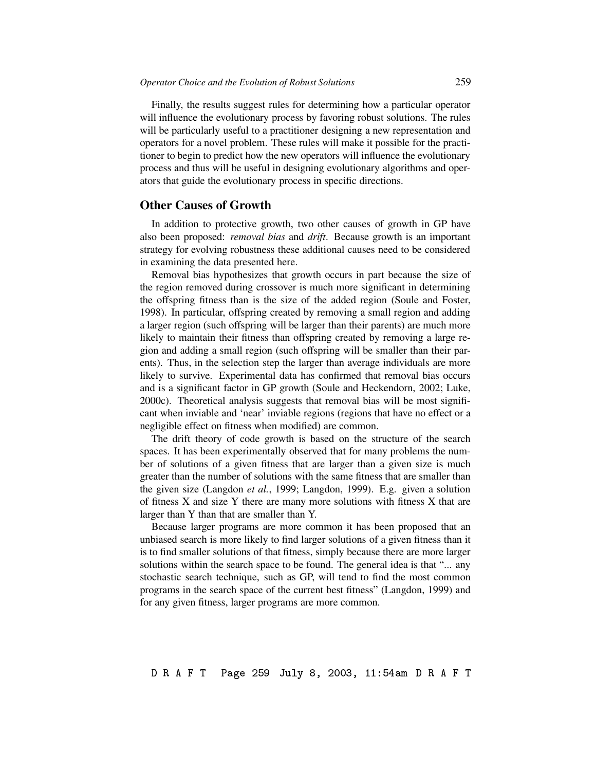Finally, the results suggest rules for determining how a particular operator will influence the evolutionary process by favoring robust solutions. The rules will be particularly useful to a practitioner designing a new representation and operators for a novel problem. These rules will make it possible for the practitioner to begin to predict how the new operators will influence the evolutionary process and thus will be useful in designing evolutionary algorithms and operators that guide the evolutionary process in specific directions.

## Other Causes of Growth

In addition to protective growth, two other causes of growth in GP have also been proposed: *removal bias* and *drift*. Because growth is an important strategy for evolving robustness these additional causes need to be considered in examining the data presented here.

Removal bias hypothesizes that growth occurs in part because the size of the region removed during crossover is much more significant in determining the offspring fitness than is the size of the added region (Soule and Foster, 1998). In particular, offspring created by removing a small region and adding a larger region (such offspring will be larger than their parents) are much more likely to maintain their fitness than offspring created by removing a large region and adding a small region (such offspring will be smaller than their parents). Thus, in the selection step the larger than average individuals are more likely to survive. Experimental data has confirmed that removal bias occurs and is a significant factor in GP growth (Soule and Heckendorn, 2002; Luke, 2000c). Theoretical analysis suggests that removal bias will be most significant when inviable and 'near' inviable regions (regions that have no effect or a negligible effect on fitness when modified) are common.

The drift theory of code growth is based on the structure of the search spaces. It has been experimentally observed that for many problems the number of solutions of a given fitness that are larger than a given size is much greater than the number of solutions with the same fitness that are smaller than the given size (Langdon *et al.*, 1999; Langdon, 1999). E.g. given a solution of fitness X and size Y there are many more solutions with fitness X that are larger than Y than that are smaller than Y.

Because larger programs are more common it has been proposed that an unbiased search is more likely to find larger solutions of a given fitness than it is to find smaller solutions of that fitness, simply because there are more larger solutions within the search space to be found. The general idea is that "... any stochastic search technique, such as GP, will tend to find the most common programs in the search space of the current best fitness" (Langdon, 1999) and for any given fitness, larger programs are more common.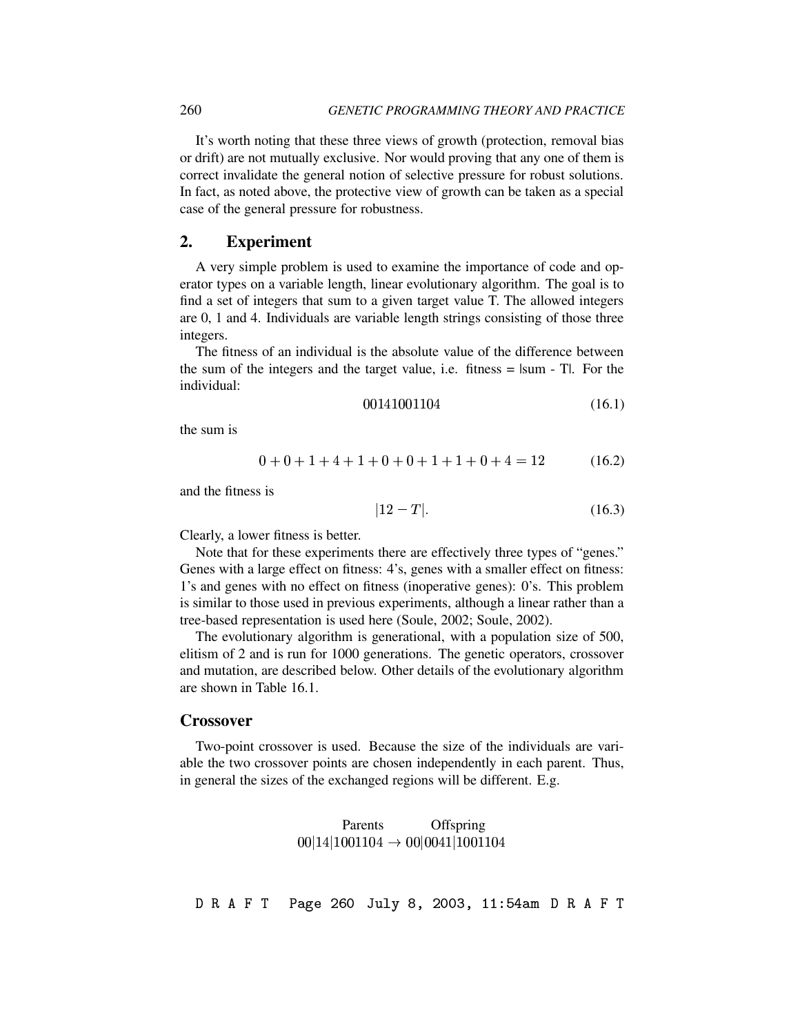It's worth noting that these three views of growth (protection, removal bias or drift) are not mutually exclusive. Nor would proving that any one of them is correct invalidate the general notion of selective pressure for robust solutions. In fact, as noted above, the protective view of growth can be taken as a special case of the general pressure for robustness.

## 2. Experiment

A very simple problem is used to examine the importance of code and operator types on a variable length, linear evolutionary algorithm. The goal is to find a set of integers that sum to a given target value T. The allowed integers are 0, 1 and 4. Individuals are variable length strings consisting of those three integers.

The fitness of an individual is the absolute value of the difference between the sum of the integers and the target value, i.e. fitness = |sum - T|. For the individual:

$$00141001104 \tag{16.1}$$

the sum is

$$0+0+1+4+1+0+0+1+1+0+4=12 \tag{16.2}$$

and the fitness is

$$|12-T|. \tag{16.3}$$

Clearly, a lower fitness is better.

Note that for these experiments there are effectively three types of "genes." Genes with a large effect on fitness: 4's, genes with a smaller effect on fitness: 1's and genes with no effect on fitness (inoperative genes): 0's. This problem is similar to those used in previous experiments, although a linear rather than a tree-based representation is used here (Soule, 2002; Soule, 2002).

The evolutionary algorithm is generational, with a population size of 500, elitism of 2 and is run for 1000 generations. The genetic operators, crossover and mutation, are described below. Other details of the evolutionary algorithm are shown in Table 16.1.

### Crossover

Two-point crossover is used. Because the size of the individuals are variable the two crossover points are chosen independently in each parent. Thus, in general the sizes of the exchanged regions will be different. E.g.

$$\begin{array}{cc} \text{Parents} & \text{Offspring} \\ 00|14|1001104 \rightarrow & 00|0041|1001104 \end{array}$$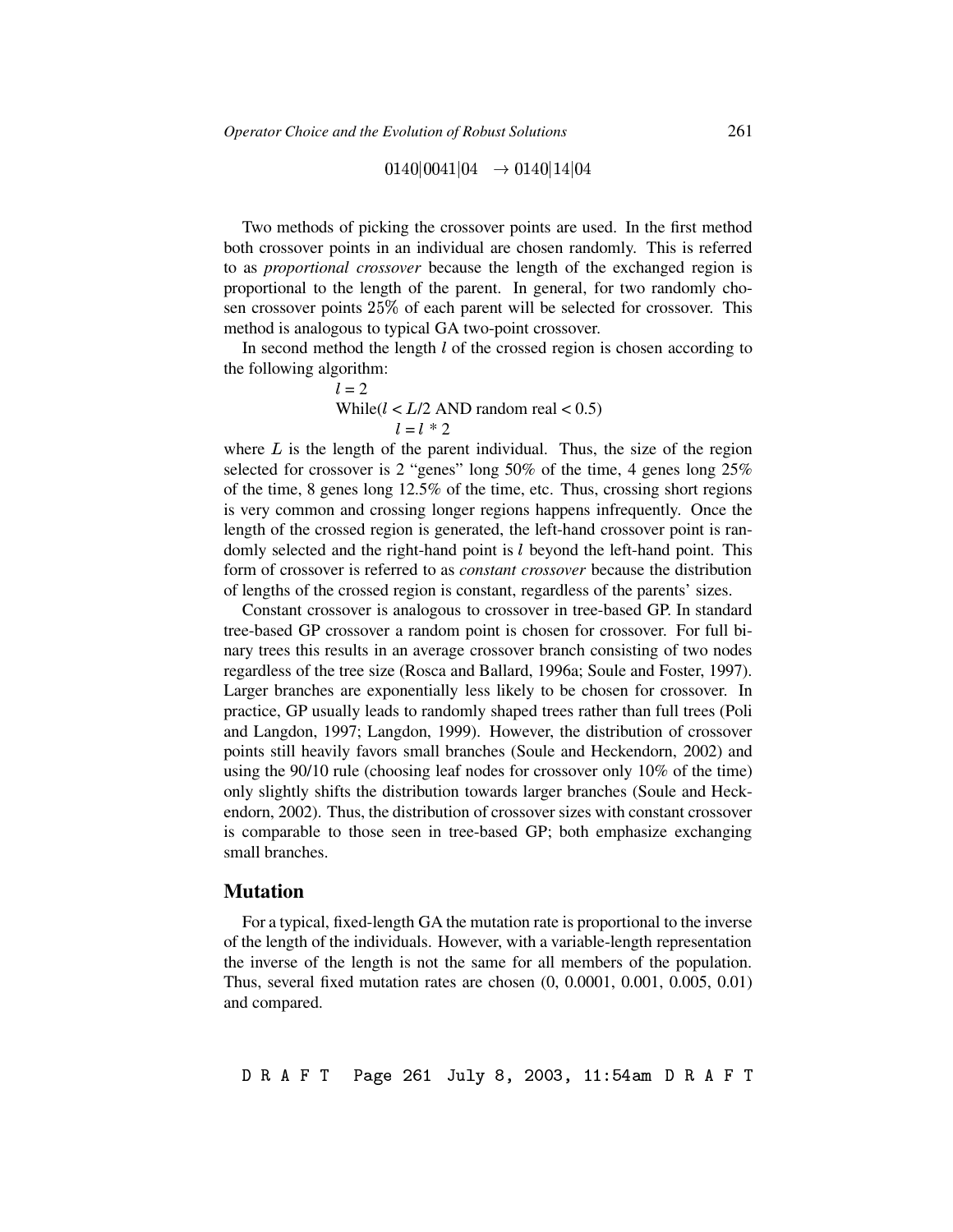$$0140|0041|04 \quad \rightarrow 0140|14|04$$

Two methods of picking the crossover points are used. In the first method both crossover points in an individual are chosen randomly. This is referred to as *proportional crossover* because the length of the exchanged region is proportional to the length of the parent. In general, for two randomly chosen crossover points 25% of each parent will be selected for crossover. This method is analogous to typical GA two-point crossover.

In second method the length $l$ of the crossed region is chosen according to the following algorithm:

```
l = 2
While(l < L/2 AND random real < 0.5)
    l = l * 2
```

where $L$ is the length of the parent individual. Thus, the size of the region selected for crossover is 2 "genes" long 50% of the time, 4 genes long 25% of the time, 8 genes long 12.5% of the time, etc. Thus, crossing short regions is very common and crossing longer regions happens infrequently. Once the length of the crossed region is generated, the left-hand crossover point is randomly selected and the right-hand point is $l$ beyond the left-hand point. This form of crossover is referred to as *constant crossover* because the distribution of lengths of the crossed region is constant, regardless of the parents' sizes.

Constant crossover is analogous to crossover in tree-based GP. In standard tree-based GP crossover a random point is chosen for crossover. For full binary trees this results in an average crossover branch consisting of two nodes regardless of the tree size (Rosca and Ballard, 1996a; Soule and Foster, 1997). Larger branches are exponentially less likely to be chosen for crossover. In practice, GP usually leads to randomly shaped trees rather than full trees (Poli and Langdon, 1997; Langdon, 1999). However, the distribution of crossover points still heavily favors small branches (Soule and Heckendorn, 2002) and using the 90/10 rule (choosing leaf nodes for crossover only 10% of the time) only slightly shifts the distribution towards larger branches (Soule and Heckendorn, 2002). Thus, the distribution of crossover sizes with constant crossover is comparable to those seen in tree-based GP; both emphasize exchanging small branches.

## Mutation

For a typical, fixed-length GA the mutation rate is proportional to the inverse of the length of the individuals. However, with a variable-length representation the inverse of the length is not the same for all members of the population. Thus, several fixed mutation rates are chosen (0, 0.0001, 0.001, 0.005, 0.01) and compared.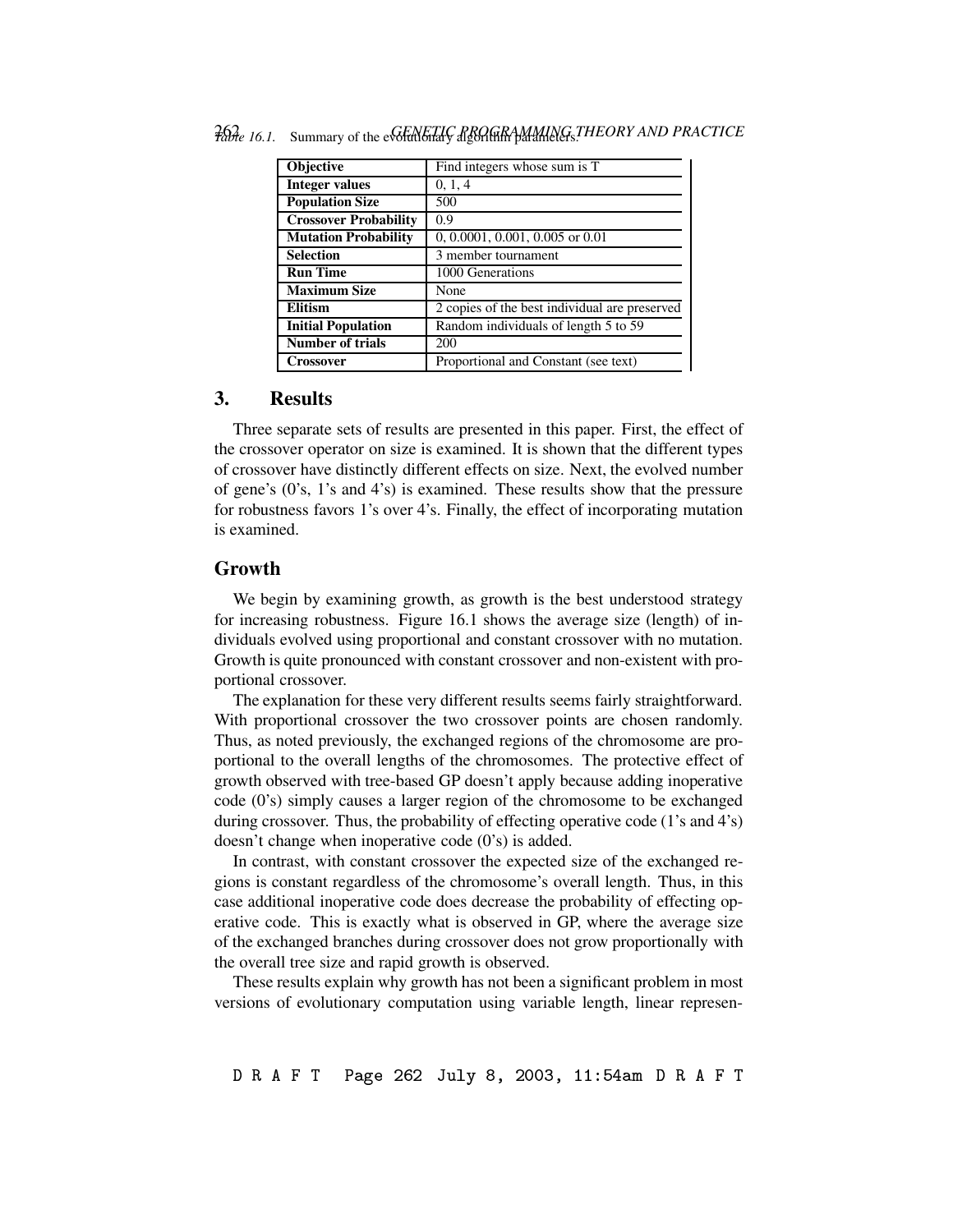*Table 16.1.* Summary of the evolutionary algorithm parameters.

| | |
|---|---|
| **Objective** | Find integers whose sum is T |
| **Integer values** | 0, 1, 4 |
| **Population Size** | 500 |
| **Crossover Probability** | 0.9 |
| **Mutation Probability** | 0, 0.0001, 0.001, 0.005 or 0.01 |
| **Selection** | 3 member tournament |
| **Run Time** | 1000 Generations |
| **Maximum Size** | None |
| **Elitism** | 2 copies of the best individual are preserved |
| **Initial Population** | Random individuals of length 5 to 59 |
| **Number of trials** | 200 |
| **Crossover** | Proportional and Constant (see text) |

## 3. Results

Three separate sets of results are presented in this paper. First, the effect of the crossover operator on size is examined. It is shown that the different types of crossover have distinctly different effects on size. Next, the evolved number of gene's (0's, 1's and 4's) is examined. These results show that the pressure for robustness favors 1's over 4's. Finally, the effect of incorporating mutation is examined.

## Growth

We begin by examining growth, as growth is the best understood strategy for increasing robustness. Figure 16.1 shows the average size (length) of individuals evolved using proportional and constant crossover with no mutation. Growth is quite pronounced with constant crossover and non-existent with proportional crossover.

The explanation for these very different results seems fairly straightforward. With proportional crossover the two crossover points are chosen randomly. Thus, as noted previously, the exchanged regions of the chromosome are proportional to the overall lengths of the chromosomes. The protective effect of growth observed with tree-based GP doesn't apply because adding inoperative code (0's) simply causes a larger region of the chromosome to be exchanged during crossover. Thus, the probability of effecting operative code (1's and 4's) doesn't change when inoperative code (0's) is added.

In contrast, with constant crossover the expected size of the exchanged regions is constant regardless of the chromosome's overall length. Thus, in this case additional inoperative code does decrease the probability of effecting operative code. This is exactly what is observed in GP, where the average size of the exchanged branches during crossover does not grow proportionally with the overall tree size and rapid growth is observed.

These results explain why growth has not been a significant problem in most versions of evolutionary computation using variable length, linear represen-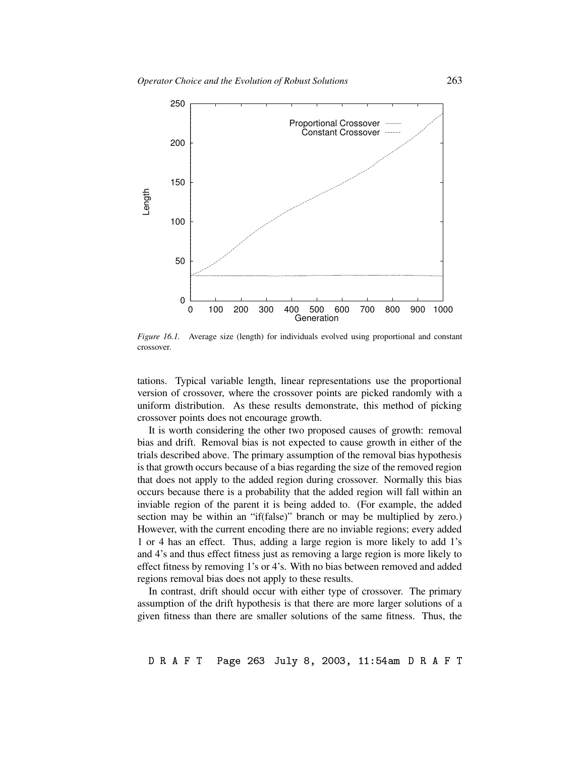*Figure 16.1.* Average size (length) for individuals evolved using proportional and constant crossover.

tations. Typical variable length, linear representations use the proportional version of crossover, where the crossover points are picked randomly with a uniform distribution. As these results demonstrate, this method of picking crossover points does not encourage growth.

It is worth considering the other two proposed causes of growth: removal bias and drift. Removal bias is not expected to cause growth in either of the trials described above. The primary assumption of the removal bias hypothesis is that growth occurs because of a bias regarding the size of the removed region that does not apply to the added region during crossover. Normally this bias occurs because there is a probability that the added region will fall within an inviable region of the parent it is being added to. (For example, the added section may be within an "if(false)" branch or may be multiplied by zero.) However, with the current encoding there are no inviable regions; every added 1 or 4 has an effect. Thus, adding a large region is more likely to add 1's and 4's and thus effect fitness just as removing a large region is more likely to effect fitness by removing 1's or 4's. With no bias between removed and added regions removal bias does not apply to these results.

In contrast, drift should occur with either type of crossover. The primary assumption of the drift hypothesis is that there are more larger solutions of a given fitness than there are smaller solutions of the same fitness. Thus, the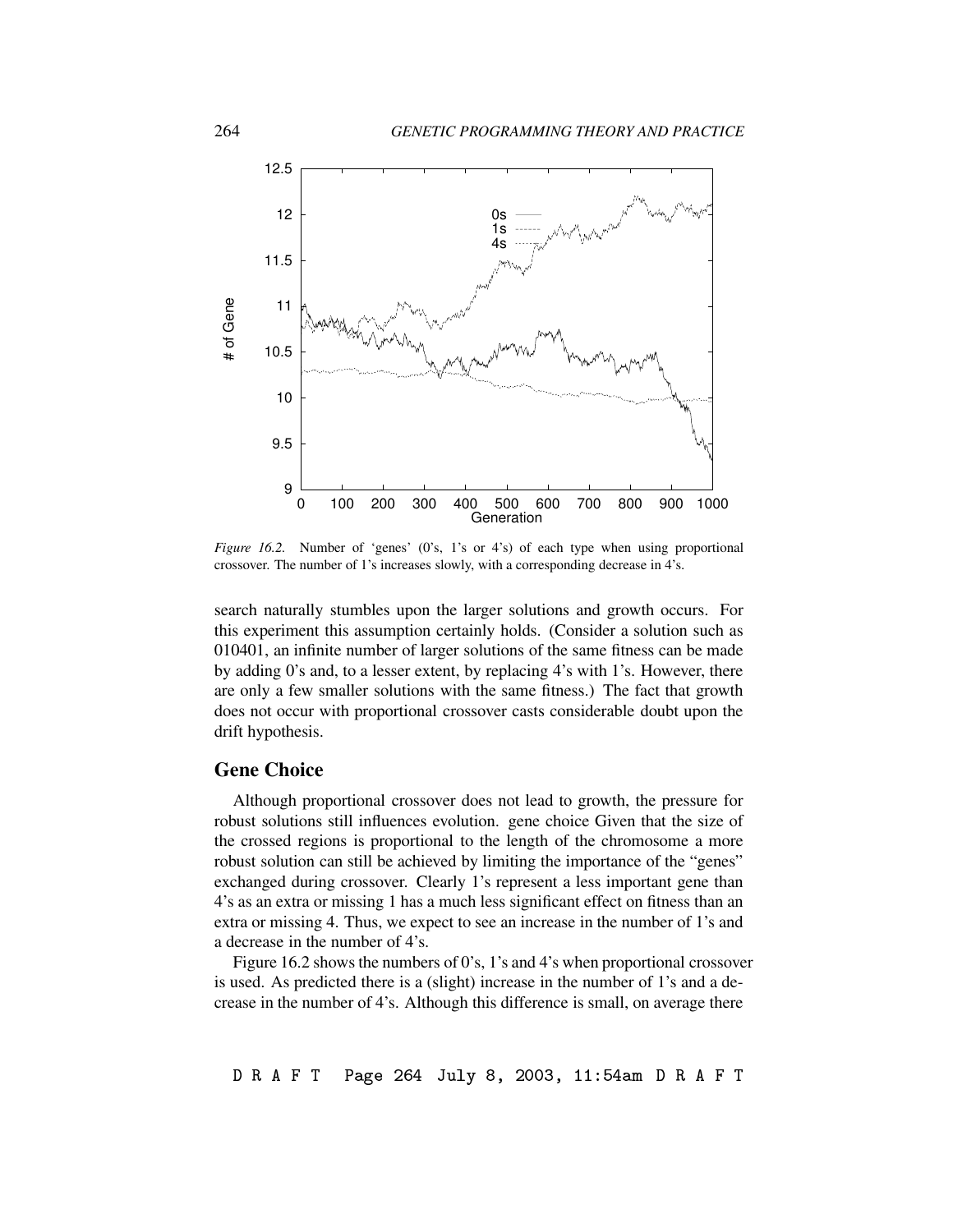*Figure 16.2.* Number of 'genes' (0's, 1's or 4's) of each type when using proportional crossover. The number of 1's increases slowly, with a corresponding decrease in 4's.

search naturally stumbles upon the larger solutions and growth occurs. For this experiment this assumption certainly holds. (Consider a solution such as 010401, an infinite number of larger solutions of the same fitness can be made by adding 0's and, to a lesser extent, by replacing 4's with 1's. However, there are only a few smaller solutions with the same fitness.) The fact that growth does not occur with proportional crossover casts considerable doubt upon the drift hypothesis.

## Gene Choice

Although proportional crossover does not lead to growth, the pressure for robust solutions still influences evolution. gene choice Given that the size of the crossed regions is proportional to the length of the chromosome a more robust solution can still be achieved by limiting the importance of the "genes" exchanged during crossover. Clearly 1's represent a less important gene than 4's as an extra or missing 1 has a much less significant effect on fitness than an extra or missing 4. Thus, we expect to see an increase in the number of 1's and a decrease in the number of 4's.

Figure 16.2 shows the numbers of 0's, 1's and 4's when proportional crossover is used. As predicted there is a (slight) increase in the number of 1's and a decrease in the number of 4's. Although this difference is small, on average there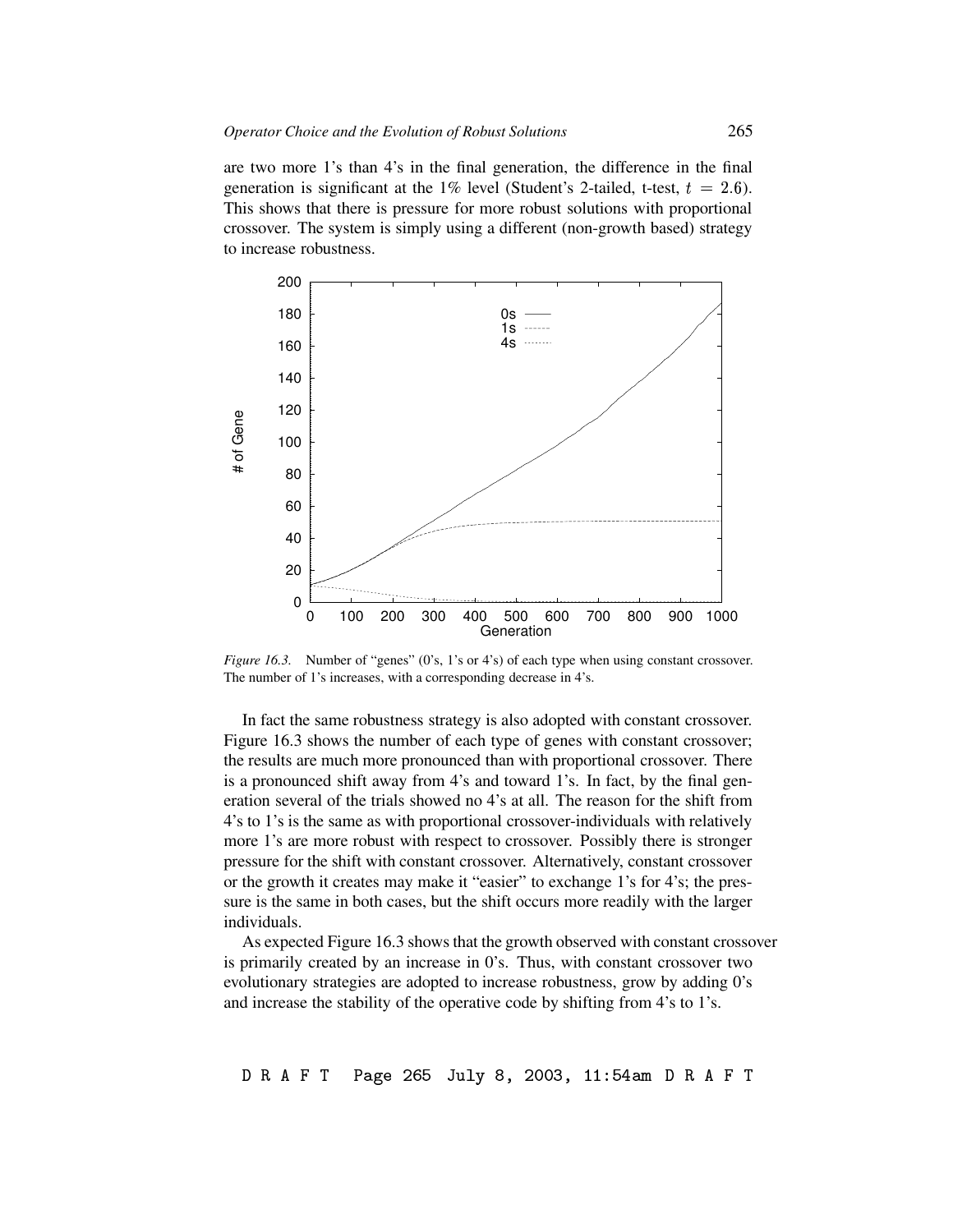are two more 1's than 4's in the final generation, the difference in the final generation is significant at the 1% level (Student's 2-tailed, t-test, $t = 2.6$). This shows that there is pressure for more robust solutions with proportional crossover. The system is simply using a different (non-growth based) strategy to increase robustness.

*Figure 16.3.* Number of "genes" (0's, 1's or 4's) of each type when using constant crossover. The number of 1's increases, with a corresponding decrease in 4's.

In fact the same robustness strategy is also adopted with constant crossover. Figure 16.3 shows the number of each type of genes with constant crossover; the results are much more pronounced than with proportional crossover. There is a pronounced shift away from 4's and toward 1's. In fact, by the final generation several of the trials showed no 4's at all. The reason for the shift from 4's to 1's is the same as with proportional crossover-individuals with relatively more 1's are more robust with respect to crossover. Possibly there is stronger pressure for the shift with constant crossover. Alternatively, constant crossover or the growth it creates may make it "easier" to exchange 1's for 4's; the pressure is the same in both cases, but the shift occurs more readily with the larger individuals.

As expected Figure 16.3 shows that the growth observed with constant crossover is primarily created by an increase in 0's. Thus, with constant crossover two evolutionary strategies are adopted to increase robustness, grow by adding 0's and increase the stability of the operative code by shifting from 4's to 1's.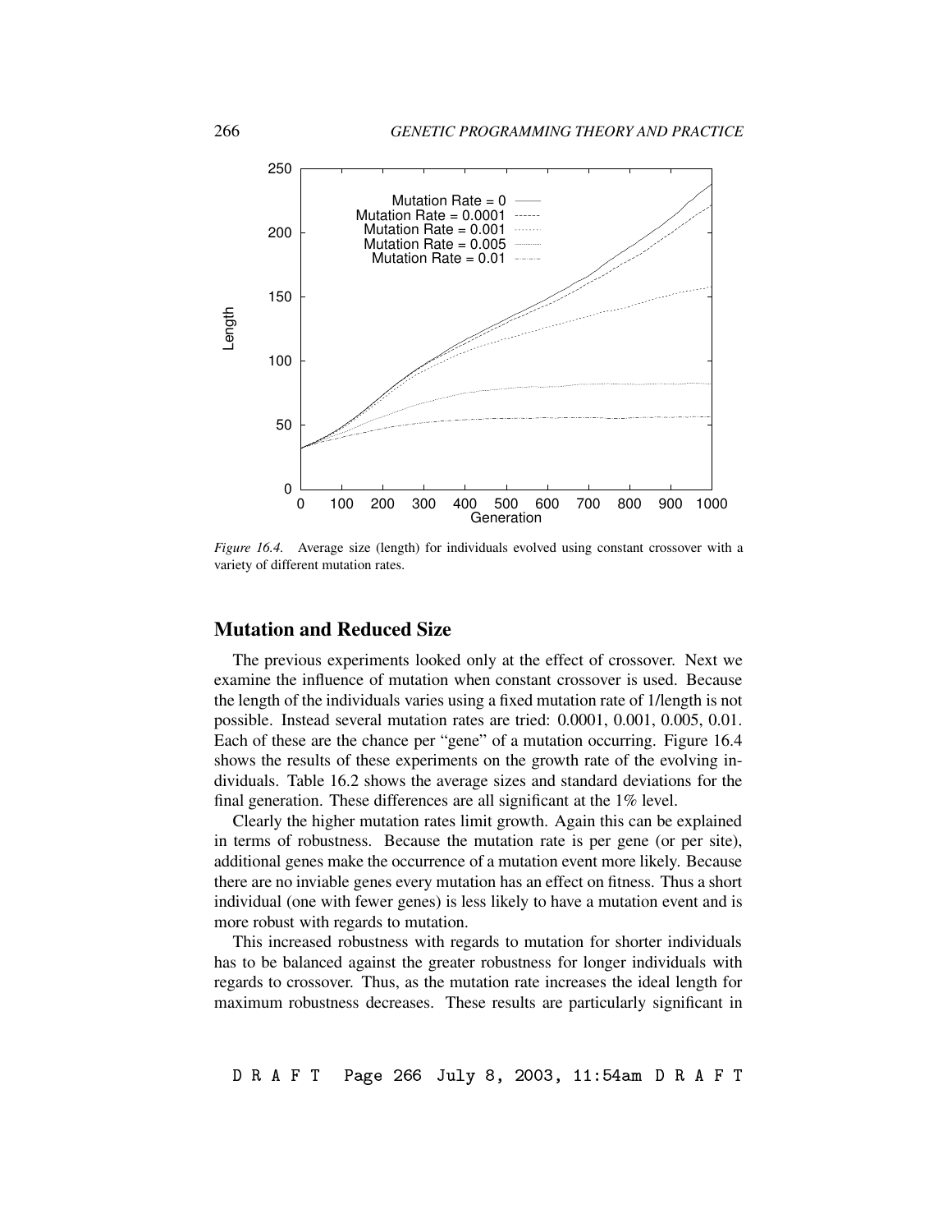*Figure 16.4.* Average size (length) for individuals evolved using constant crossover with a variety of different mutation rates.

## Mutation and Reduced Size

The previous experiments looked only at the effect of crossover. Next we examine the influence of mutation when constant crossover is used. Because the length of the individuals varies using a fixed mutation rate of 1/length is not possible. Instead several mutation rates are tried: 0.0001, 0.001, 0.005, 0.01. Each of these are the chance per "gene" of a mutation occurring. Figure 16.4 shows the results of these experiments on the growth rate of the evolving individuals. Table 16.2 shows the average sizes and standard deviations for the final generation. These differences are all significant at the 1% level.

Clearly the higher mutation rates limit growth. Again this can be explained in terms of robustness. Because the mutation rate is per gene (or per site), additional genes make the occurrence of a mutation event more likely. Because there are no inviable genes every mutation has an effect on fitness. Thus a short individual (one with fewer genes) is less likely to have a mutation event and is more robust with regards to mutation.

This increased robustness with regards to mutation for shorter individuals has to be balanced against the greater robustness for longer individuals with regards to crossover. Thus, as the mutation rate increases the ideal length for maximum robustness decreases. These results are particularly significant in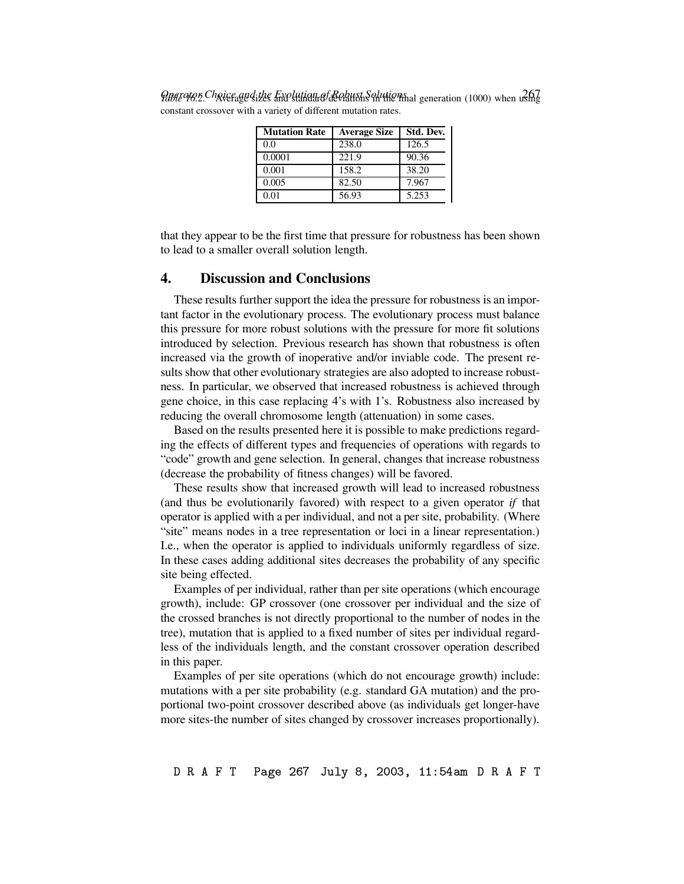*Table 16.2.* Average sizes and standard deviations in the final generation (1000) when using constant crossover with a variety of different mutation rates.

| Mutation Rate | Average Size | Std. Dev. |
|---|---|---|
| 0.0 | 238.0 | 126.5 |
| 0.0001 | 221.9 | 90.36 |
| 0.001 | 158.2 | 38.20 |
| 0.005 | 82.50 | 7.967 |
| 0.01 | 56.93 | 5.253 |

that they appear to be the first time that pressure for robustness has been shown to lead to a smaller overall solution length.

## 4. Discussion and Conclusions

These results further support the idea the pressure for robustness is an important factor in the evolutionary process. The evolutionary process must balance this pressure for more robust solutions with the pressure for more fit solutions introduced by selection. Previous research has shown that robustness is often increased via the growth of inoperative and/or inviable code. The present results show that other evolutionary strategies are also adopted to increase robustness. In particular, we observed that increased robustness is achieved through gene choice, in this case replacing 4's with 1's. Robustness also increased by reducing the overall chromosome length (attenuation) in some cases.

Based on the results presented here it is possible to make predictions regarding the effects of different types and frequencies of operations with regards to "code" growth and gene selection. In general, changes that increase robustness (decrease the probability of fitness changes) will be favored.

These results show that increased growth will lead to increased robustness (and thus be evolutionarily favored) with respect to a given operator *if* that operator is applied with a per individual, and not a per site, probability. (Where "site" means nodes in a tree representation or loci in a linear representation.) I.e., when the operator is applied to individuals uniformly regardless of size. In these cases adding additional sites decreases the probability of any specific site being effected.

Examples of per individual, rather than per site operations (which encourage growth), include: GP crossover (one crossover per individual and the size of the crossed branches is not directly proportional to the number of nodes in the tree), mutation that is applied to a fixed number of sites per individual regardless of the individuals length, and the constant crossover operation described in this paper.

Examples of per site operations (which do not encourage growth) include: mutations with a per site probability (e.g. standard GA mutation) and the proportional two-point crossover described above (as individuals get longer-have more sites-the number of sites changed by crossover increases proportionally).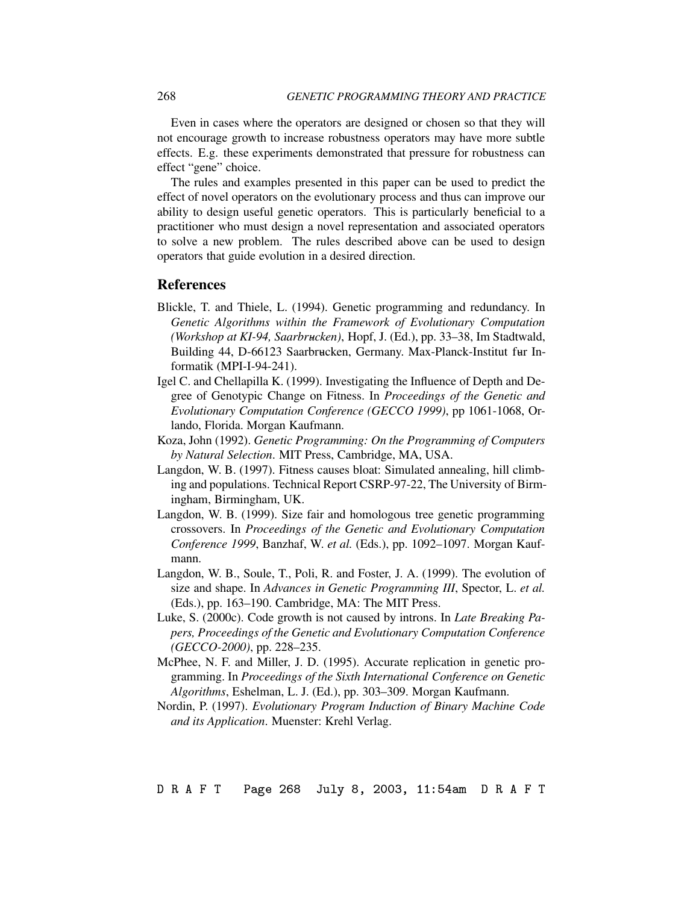Even in cases where the operators are designed or chosen so that they will not encourage growth to increase robustness operators may have more subtle effects. E.g. these experiments demonstrated that pressure for robustness can effect "gene" choice.

The rules and examples presented in this paper can be used to predict the effect of novel operators on the evolutionary process and thus can improve our ability to design useful genetic operators. This is particularly beneficial to a practitioner who must design a novel representation and associated operators to solve a new problem. The rules described above can be used to design operators that guide evolution in a desired direction.

## References

Blickle, T. and Thiele, L. (1994). Genetic programming and redundancy. In *Genetic Algorithms within the Framework of Evolutionary Computation (Workshop at KI-94, Saarbrucken)*, Hopf, J. (Ed.), pp. 33–38, Im Stadtwald, Building 44, D-66123 Saarbrucken, Germany. Max-Planck-Institut fur Informatik (MPI-I-94-241).

Igel C. and Chellapilla K. (1999). Investigating the Influence of Depth and Degree of Genotypic Change on Fitness. In *Proceedings of the Genetic and Evolutionary Computation Conference (GECCO 1999)*, pp 1061-1068, Orlando, Florida. Morgan Kaufmann.

Koza, John (1992). *Genetic Programming: On the Programming of Computers by Natural Selection*. MIT Press, Cambridge, MA, USA.

Langdon, W. B. (1997). Fitness causes bloat: Simulated annealing, hill climbing and populations. Technical Report CSRP-97-22, The University of Birmingham, Birmingham, UK.

Langdon, W. B. (1999). Size fair and homologous tree genetic programming crossovers. In *Proceedings of the Genetic and Evolutionary Computation Conference 1999*, Banzhaf, W. *et al.* (Eds.), pp. 1092–1097. Morgan Kaufmann.

Langdon, W. B., Soule, T., Poli, R. and Foster, J. A. (1999). The evolution of size and shape. In *Advances in Genetic Programming III*, Spector, L. *et al.* (Eds.), pp. 163–190. Cambridge, MA: The MIT Press.

Luke, S. (2000c). Code growth is not caused by introns. In *Late Breaking Papers, Proceedings of the Genetic and Evolutionary Computation Conference (GECCO-2000)*, pp. 228–235.

McPhee, N. F. and Miller, J. D. (1995). Accurate replication in genetic programming. In *Proceedings of the Sixth International Conference on Genetic Algorithms*, Eshelman, L. J. (Ed.), pp. 303–309. Morgan Kaufmann.

Nordin, P. (1997). *Evolutionary Program Induction of Binary Machine Code and its Application*. Muenster: Krehl Verlag.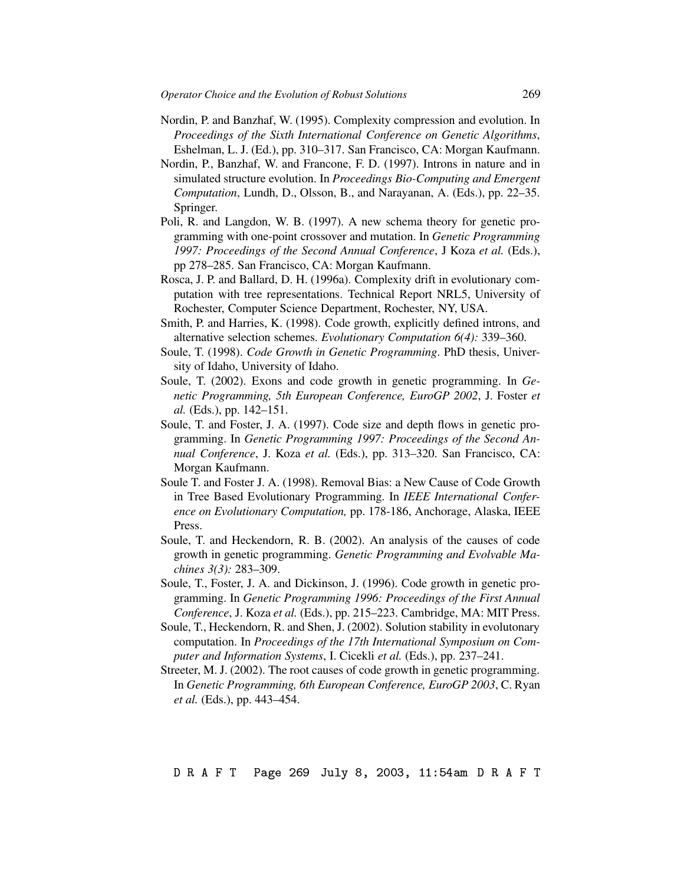Nordin, P. and Banzhaf, W. (1995). Complexity compression and evolution. In *Proceedings of the Sixth International Conference on Genetic Algorithms*, Eshelman, L. J. (Ed.), pp. 310–317. San Francisco, CA: Morgan Kaufmann.

Nordin, P., Banzhaf, W. and Francone, F. D. (1997). Introns in nature and in simulated structure evolution. In *Proceedings Bio-Computing and Emergent Computation*, Lundh, D., Olsson, B., and Narayanan, A. (Eds.), pp. 22–35. Springer.

Poli, R. and Langdon, W. B. (1997). A new schema theory for genetic programming with one-point crossover and mutation. In *Genetic Programming 1997: Proceedings of the Second Annual Conference*, J Koza *et al.* (Eds.), pp 278–285. San Francisco, CA: Morgan Kaufmann.

Rosca, J. P. and Ballard, D. H. (1996a). Complexity drift in evolutionary computation with tree representations. Technical Report NRL5, University of Rochester, Computer Science Department, Rochester, NY, USA.

Smith, P. and Harries, K. (1998). Code growth, explicitly defined introns, and alternative selection schemes. *Evolutionary Computation 6(4):* 339–360.

Soule, T. (1998). *Code Growth in Genetic Programming*. PhD thesis, University of Idaho, University of Idaho.

Soule, T. (2002). Exons and code growth in genetic programming. In *Genetic Programming, 5th European Conference, EuroGP 2002*, J. Foster *et al.* (Eds.), pp. 142–151.

Soule, T. and Foster, J. A. (1997). Code size and depth flows in genetic programming. In *Genetic Programming 1997: Proceedings of the Second Annual Conference*, J. Koza *et al.* (Eds.), pp. 313–320. San Francisco, CA: Morgan Kaufmann.

Soule T. and Foster J. A. (1998). Removal Bias: a New Cause of Code Growth in Tree Based Evolutionary Programming. In *IEEE International Conference on Evolutionary Computation,* pp. 178-186, Anchorage, Alaska, IEEE Press.

Soule, T. and Heckendorn, R. B. (2002). An analysis of the causes of code growth in genetic programming. *Genetic Programming and Evolvable Machines 3(3):* 283–309.

Soule, T., Foster, J. A. and Dickinson, J. (1996). Code growth in genetic programming. In *Genetic Programming 1996: Proceedings of the First Annual Conference*, J. Koza *et al.* (Eds.), pp. 215–223. Cambridge, MA: MIT Press.

Soule, T., Heckendorn, R. and Shen, J. (2002). Solution stability in evolutonary computation. In *Proceedings of the 17th International Symposium on Computer and Information Systems*, I. Cicekli *et al.* (Eds.), pp. 237–241.

Streeter, M. J. (2002). The root causes of code growth in genetic programming. In *Genetic Programming, 6th European Conference, EuroGP 2003*, C. Ryan *et al.* (Eds.), pp. 443–454.